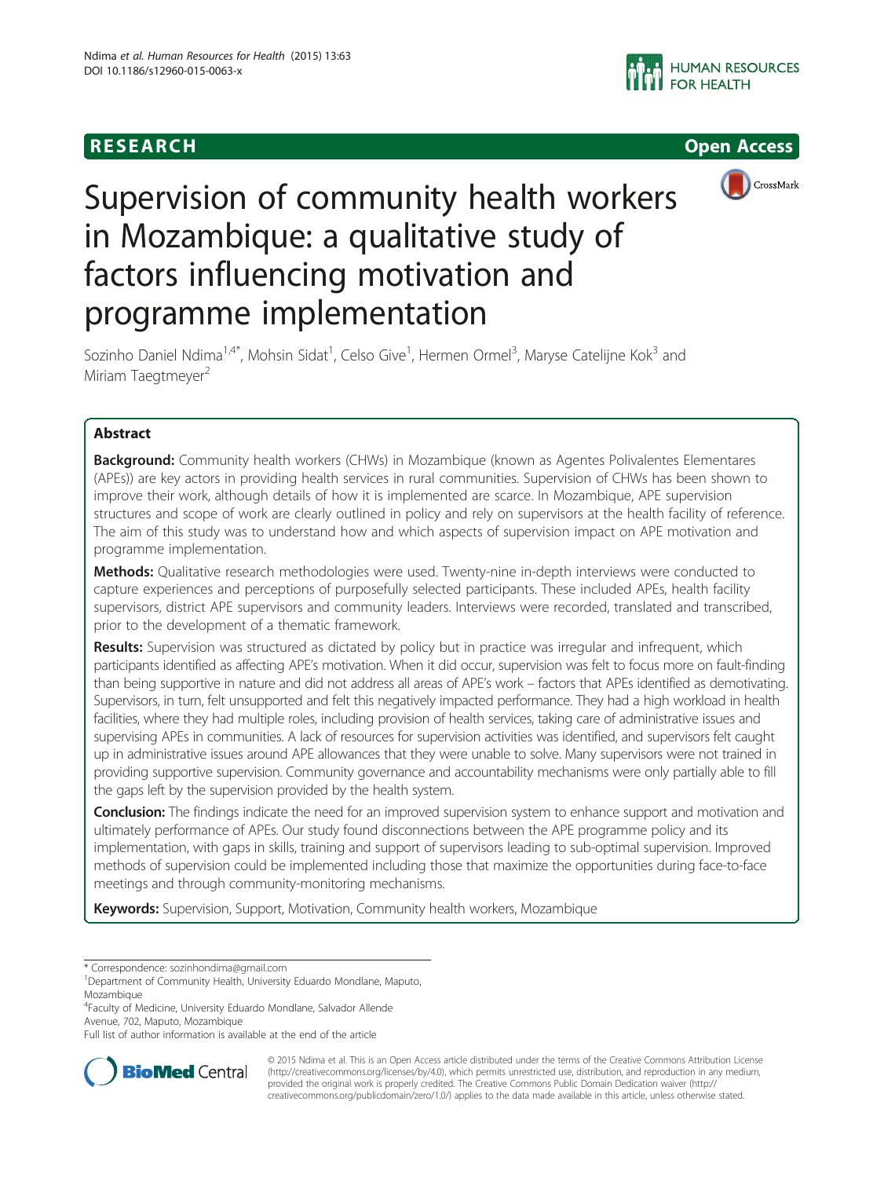RESEARCH Open Access

# Supervision of community health workers in Mozambique: a qualitative study of factors influencing motivation and programme implementation

Sozinho Daniel Ndima[1,4*], Mohsin Sidat[1], Celso Give[1], Hermen Ormel[3], Maryse Catelijne Kok[3] and Miriam Taegtmeyer[2]

## Abstract

**Background:** Community health workers (CHWs) in Mozambique (known as Agentes Polivalentes Elementares (APEs)) are key actors in providing health services in rural communities. Supervision of CHWs has been shown to improve their work, although details of how it is implemented are scarce. In Mozambique, APE supervision structures and scope of work are clearly outlined in policy and rely on supervisors at the health facility of reference. The aim of this study was to understand how and which aspects of supervision impact on APE motivation and programme implementation.

**Methods:** Qualitative research methodologies were used. Twenty-nine in-depth interviews were conducted to capture experiences and perceptions of purposefully selected participants. These included APEs, health facility supervisors, district APE supervisors and community leaders. Interviews were recorded, translated and transcribed, prior to the development of a thematic framework.

**Results:** Supervision was structured as dictated by policy but in practice was irregular and infrequent, which participants identified as affecting APE's motivation. When it did occur, supervision was felt to focus more on fault-finding than being supportive in nature and did not address all areas of APE's work – factors that APEs identified as demotivating. Supervisors, in turn, felt unsupported and felt this negatively impacted performance. They had a high workload in health facilities, where they had multiple roles, including provision of health services, taking care of administrative issues and supervising APEs in communities. A lack of resources for supervision activities was identified, and supervisors felt caught up in administrative issues around APE allowances that they were unable to solve. Many supervisors were not trained in providing supportive supervision. Community governance and accountability mechanisms were only partially able to fill the gaps left by the supervision provided by the health system.

**Conclusion:** The findings indicate the need for an improved supervision system to enhance support and motivation and ultimately performance of APEs. Our study found disconnections between the APE programme policy and its implementation, with gaps in skills, training and support of supervisors leading to sub-optimal supervision. Improved methods of supervision could be implemented including those that maximize the opportunities during face-to-face meetings and through community-monitoring mechanisms.

**Keywords:** Supervision, Support, Motivation, Community health workers, Mozambique

---

* Correspondence: sozinhondima@gmail.com
[1]Department of Community Health, University Eduardo Mondlane, Maputo, Mozambique
[4]Faculty of Medicine, University Eduardo Mondlane, Salvador Allende Avenue, 702, Maputo, Mozambique
Full list of author information is available at the end of the article

© 2015 Ndima et al. This is an Open Access article distributed under the terms of the Creative Commons Attribution License (http://creativecommons.org/licenses/by/4.0), which permits unrestricted use, distribution, and reproduction in any medium, provided the original work is properly credited. The Creative Commons Public Domain Dedication waiver (http://creativecommons.org/publicdomain/zero/1.0/) applies to the data made available in this article, unless otherwise stated.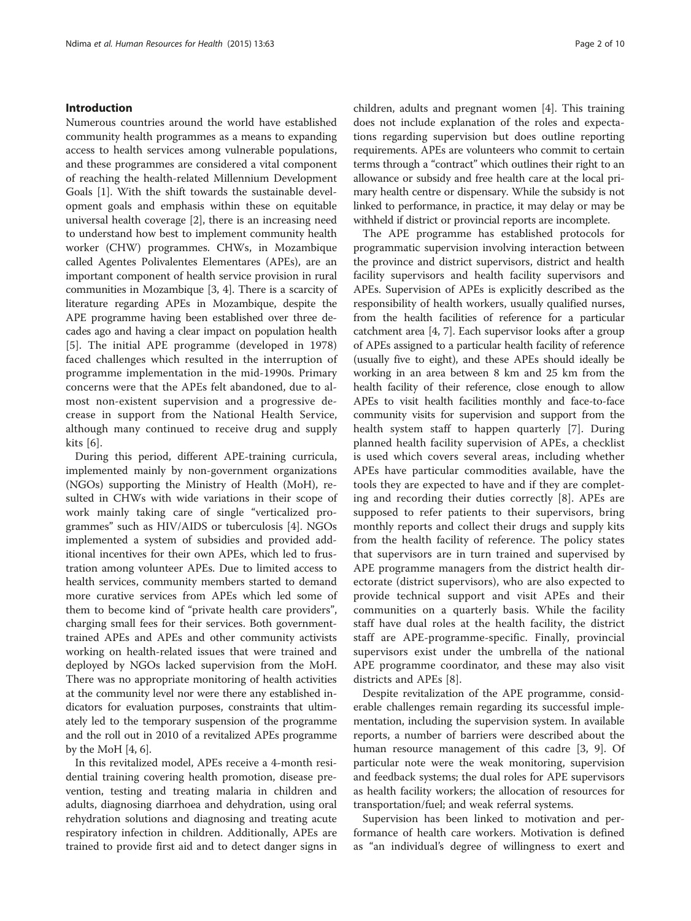## Introduction

Numerous countries around the world have established community health programmes as a means to expanding access to health services among vulnerable populations, and these programmes are considered a vital component of reaching the health-related Millennium Development Goals [1]. With the shift towards the sustainable development goals and emphasis within these on equitable universal health coverage [2], there is an increasing need to understand how best to implement community health worker (CHW) programmes. CHWs, in Mozambique called Agentes Polivalentes Elementares (APEs), are an important component of health service provision in rural communities in Mozambique [3, 4]. There is a scarcity of literature regarding APEs in Mozambique, despite the APE programme having been established over three decades ago and having a clear impact on population health [5]. The initial APE programme (developed in 1978) faced challenges which resulted in the interruption of programme implementation in the mid-1990s. Primary concerns were that the APEs felt abandoned, due to almost non-existent supervision and a progressive decrease in support from the National Health Service, although many continued to receive drug and supply kits [6].

During this period, different APE-training curricula, implemented mainly by non-government organizations (NGOs) supporting the Ministry of Health (MoH), resulted in CHWs with wide variations in their scope of work mainly taking care of single "verticalized programmes" such as HIV/AIDS or tuberculosis [4]. NGOs implemented a system of subsidies and provided additional incentives for their own APEs, which led to frustration among volunteer APEs. Due to limited access to health services, community members started to demand more curative services from APEs which led some of them to become kind of "private health care providers", charging small fees for their services. Both government-trained APEs and APEs and other community activists working on health-related issues that were trained and deployed by NGOs lacked supervision from the MoH. There was no appropriate monitoring of health activities at the community level nor were there any established indicators for evaluation purposes, constraints that ultimately led to the temporary suspension of the programme and the roll out in 2010 of a revitalized APEs programme by the MoH [4, 6].

In this revitalized model, APEs receive a 4-month residential training covering health promotion, disease prevention, testing and treating malaria in children and adults, diagnosing diarrhoea and dehydration, using oral rehydration solutions and diagnosing and treating acute respiratory infection in children. Additionally, APEs are trained to provide first aid and to detect danger signs in children, adults and pregnant women [4]. This training does not include explanation of the roles and expectations regarding supervision but does outline reporting requirements. APEs are volunteers who commit to certain terms through a "contract" which outlines their right to an allowance or subsidy and free health care at the local primary health centre or dispensary. While the subsidy is not linked to performance, in practice, it may delay or may be withheld if district or provincial reports are incomplete.

The APE programme has established protocols for programmatic supervision involving interaction between the province and district supervisors, district and health facility supervisors and health facility supervisors and APEs. Supervision of APEs is explicitly described as the responsibility of health workers, usually qualified nurses, from the health facilities of reference for a particular catchment area [4, 7]. Each supervisor looks after a group of APEs assigned to a particular health facility of reference (usually five to eight), and these APEs should ideally be working in an area between 8 km and 25 km from the health facility of their reference, close enough to allow APEs to visit health facilities monthly and face-to-face community visits for supervision and support from the health system staff to happen quarterly [7]. During planned health facility supervision of APEs, a checklist is used which covers several areas, including whether APEs have particular commodities available, have the tools they are expected to have and if they are completing and recording their duties correctly [8]. APEs are supposed to refer patients to their supervisors, bring monthly reports and collect their drugs and supply kits from the health facility of reference. The policy states that supervisors are in turn trained and supervised by APE programme managers from the district health directorate (district supervisors), who are also expected to provide technical support and visit APEs and their communities on a quarterly basis. While the facility staff have dual roles at the health facility, the district staff are APE-programme-specific. Finally, provincial supervisors exist under the umbrella of the national APE programme coordinator, and these may also visit districts and APEs [8].

Despite revitalization of the APE programme, considerable challenges remain regarding its successful implementation, including the supervision system. In available reports, a number of barriers were described about the human resource management of this cadre [3, 9]. Of particular note were the weak monitoring, supervision and feedback systems; the dual roles for APE supervisors as health facility workers; the allocation of resources for transportation/fuel; and weak referral systems.

Supervision has been linked to motivation and performance of health care workers. Motivation is defined as "an individual's degree of willingness to exert and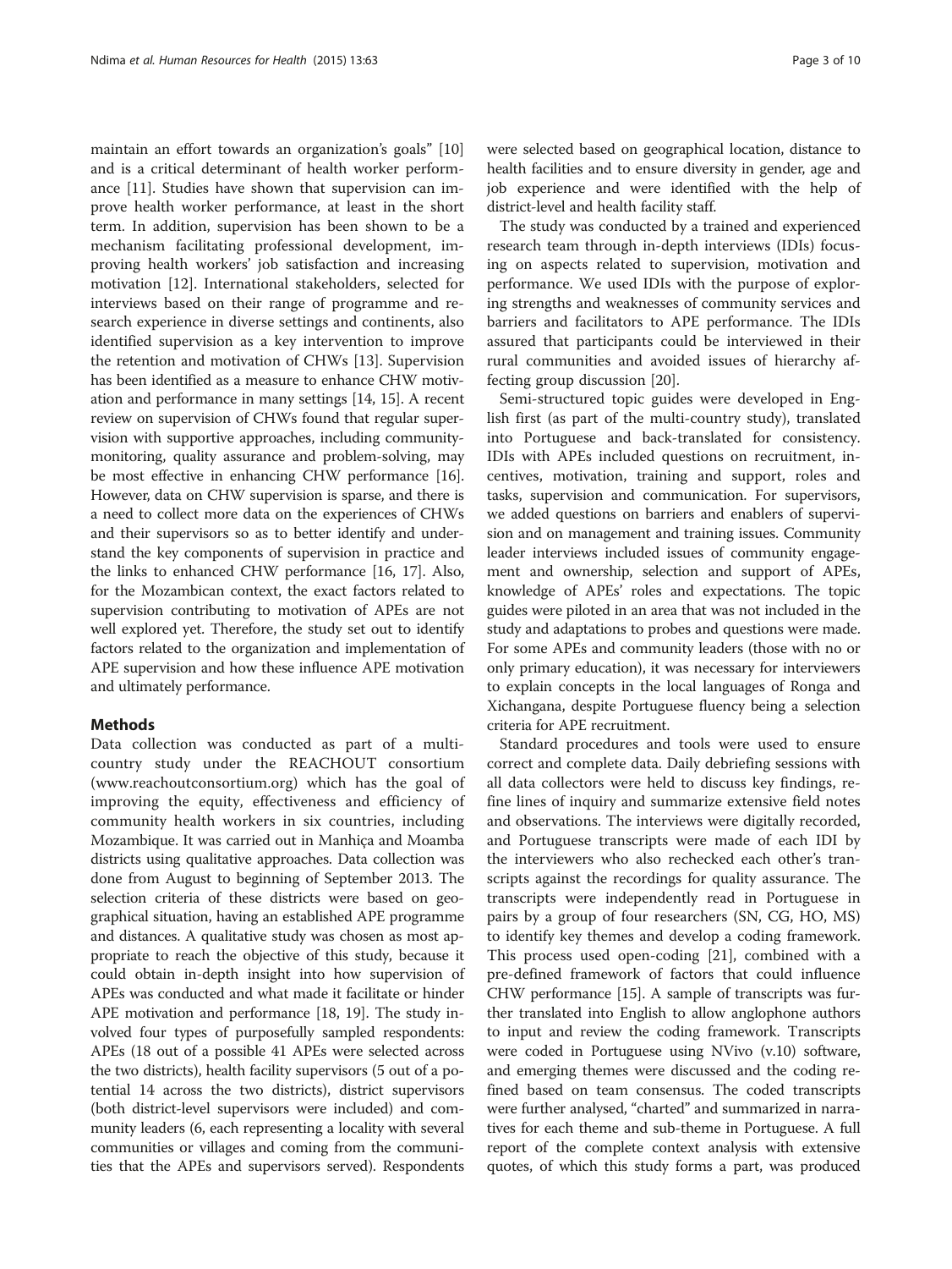maintain an effort towards an organization's goals" [10] and is a critical determinant of health worker performance [11]. Studies have shown that supervision can improve health worker performance, at least in the short term. In addition, supervision has been shown to be a mechanism facilitating professional development, improving health workers' job satisfaction and increasing motivation [12]. International stakeholders, selected for interviews based on their range of programme and research experience in diverse settings and continents, also identified supervision as a key intervention to improve the retention and motivation of CHWs [13]. Supervision has been identified as a measure to enhance CHW motivation and performance in many settings [14, 15]. A recent review on supervision of CHWs found that regular supervision with supportive approaches, including community-monitoring, quality assurance and problem-solving, may be most effective in enhancing CHW performance [16]. However, data on CHW supervision is sparse, and there is a need to collect more data on the experiences of CHWs and their supervisors so as to better identify and understand the key components of supervision in practice and the links to enhanced CHW performance [16, 17]. Also, for the Mozambican context, the exact factors related to supervision contributing to motivation of APEs are not well explored yet. Therefore, the study set out to identify factors related to the organization and implementation of APE supervision and how these influence APE motivation and ultimately performance.

## Methods

Data collection was conducted as part of a multi-country study under the REACHOUT consortium (www.reachoutconsortium.org) which has the goal of improving the equity, effectiveness and efficiency of community health workers in six countries, including Mozambique. It was carried out in Manhiça and Moamba districts using qualitative approaches. Data collection was done from August to beginning of September 2013. The selection criteria of these districts were based on geographical situation, having an established APE programme and distances. A qualitative study was chosen as most appropriate to reach the objective of this study, because it could obtain in-depth insight into how supervision of APEs was conducted and what made it facilitate or hinder APE motivation and performance [18, 19]. The study involved four types of purposefully sampled respondents: APEs (18 out of a possible 41 APEs were selected across the two districts), health facility supervisors (5 out of a potential 14 across the two districts), district supervisors (both district-level supervisors were included) and community leaders (6, each representing a locality with several communities or villages and coming from the communities that the APEs and supervisors served). Respondents were selected based on geographical location, distance to health facilities and to ensure diversity in gender, age and job experience and were identified with the help of district-level and health facility staff.

The study was conducted by a trained and experienced research team through in-depth interviews (IDIs) focusing on aspects related to supervision, motivation and performance. We used IDIs with the purpose of exploring strengths and weaknesses of community services and barriers and facilitators to APE performance. The IDIs assured that participants could be interviewed in their rural communities and avoided issues of hierarchy affecting group discussion [20].

Semi-structured topic guides were developed in English first (as part of the multi-country study), translated into Portuguese and back-translated for consistency. IDIs with APEs included questions on recruitment, incentives, motivation, training and support, roles and tasks, supervision and communication. For supervisors, we added questions on barriers and enablers of supervision and on management and training issues. Community leader interviews included issues of community engagement and ownership, selection and support of APEs, knowledge of APEs' roles and expectations. The topic guides were piloted in an area that was not included in the study and adaptations to probes and questions were made. For some APEs and community leaders (those with no or only primary education), it was necessary for interviewers to explain concepts in the local languages of Ronga and Xichangana, despite Portuguese fluency being a selection criteria for APE recruitment.

Standard procedures and tools were used to ensure correct and complete data. Daily debriefing sessions with all data collectors were held to discuss key findings, refine lines of inquiry and summarize extensive field notes and observations. The interviews were digitally recorded, and Portuguese transcripts were made of each IDI by the interviewers who also rechecked each other's transcripts against the recordings for quality assurance. The transcripts were independently read in Portuguese in pairs by a group of four researchers (SN, CG, HO, MS) to identify key themes and develop a coding framework. This process used open-coding [21], combined with a pre-defined framework of factors that could influence CHW performance [15]. A sample of transcripts was further translated into English to allow anglophone authors to input and review the coding framework. Transcripts were coded in Portuguese using NVivo (v.10) software, and emerging themes were discussed and the coding refined based on team consensus. The coded transcripts were further analysed, "charted" and summarized in narratives for each theme and sub-theme in Portuguese. A full report of the complete context analysis with extensive quotes, of which this study forms a part, was produced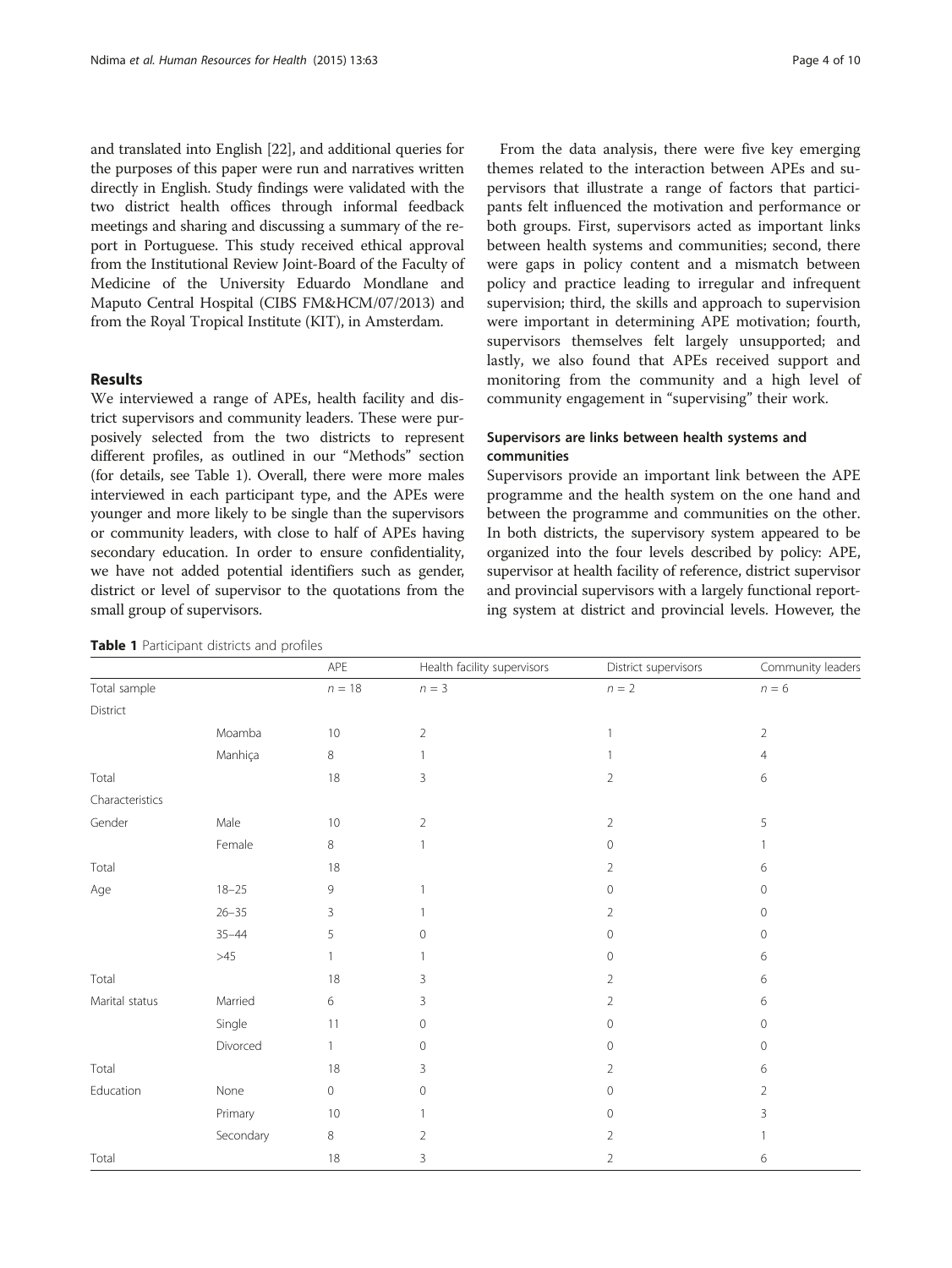and translated into English [22], and additional queries for the purposes of this paper were run and narratives written directly in English. Study findings were validated with the two district health offices through informal feedback meetings and sharing and discussing a summary of the report in Portuguese. This study received ethical approval from the Institutional Review Joint-Board of the Faculty of Medicine of the University Eduardo Mondlane and Maputo Central Hospital (CIBS FM&HCM/07/2013) and from the Royal Tropical Institute (KIT), in Amsterdam.

## Results

We interviewed a range of APEs, health facility and district supervisors and community leaders. These were purposively selected from the two districts to represent different profiles, as outlined in our "Methods" section (for details, see Table 1). Overall, there were more males interviewed in each participant type, and the APEs were younger and more likely to be single than the supervisors or community leaders, with close to half of APEs having secondary education. In order to ensure confidentiality, we have not added potential identifiers such as gender, district or level of supervisor to the quotations from the small group of supervisors.

**Table 1** Participant districts and profiles

| | | APE | Health facility supervisors | District supervisors | Community leaders |
|---|---|---|---|---|---|
| Total sample | | $n = 18$ | $n = 3$ | $n = 2$ | $n = 6$ |
| District | | | | | |
| | Moamba | 10 | 2 | 1 | 2 |
| | Manhiça | 8 | 1 | 1 | 4 |
| Total | | 18 | 3 | 2 | 6 |
| Characteristics | | | | | |
| Gender | Male | 10 | 2 | 2 | 5 |
| | Female | 8 | 1 | 0 | 1 |
| Total | | 18 | | 2 | 6 |
| Age | 18–25 | 9 | 1 | 0 | 0 |
| | 26–35 | 3 | 1 | 2 | 0 |
| | 35–44 | 5 | 0 | 0 | 0 |
| | >45 | 1 | 1 | 0 | 6 |
| Total | | 18 | 3 | 2 | 6 |
| Marital status | Married | 6 | 3 | 2 | 6 |
| | Single | 11 | 0 | 0 | 0 |
| | Divorced | 1 | 0 | 0 | 0 |
| Total | | 18 | 3 | 2 | 6 |
| Education | None | 0 | 0 | 0 | 2 |
| | Primary | 10 | 1 | 0 | 3 |
| | Secondary | 8 | 2 | 2 | 1 |
| Total | | 18 | 3 | 2 | 6 |

From the data analysis, there were five key emerging themes related to the interaction between APEs and supervisors that illustrate a range of factors that participants felt influenced the motivation and performance or both groups. First, supervisors acted as important links between health systems and communities; second, there were gaps in policy content and a mismatch between policy and practice leading to irregular and infrequent supervision; third, the skills and approach to supervision were important in determining APE motivation; fourth, supervisors themselves felt largely unsupported; and lastly, we also found that APEs received support and monitoring from the community and a high level of community engagement in "supervising" their work.

### Supervisors are links between health systems and communities

Supervisors provide an important link between the APE programme and the health system on the one hand and between the programme and communities on the other. In both districts, the supervisory system appeared to be organized into the four levels described by policy: APE, supervisor at health facility of reference, district supervisor and provincial supervisors with a largely functional reporting system at district and provincial levels. However, the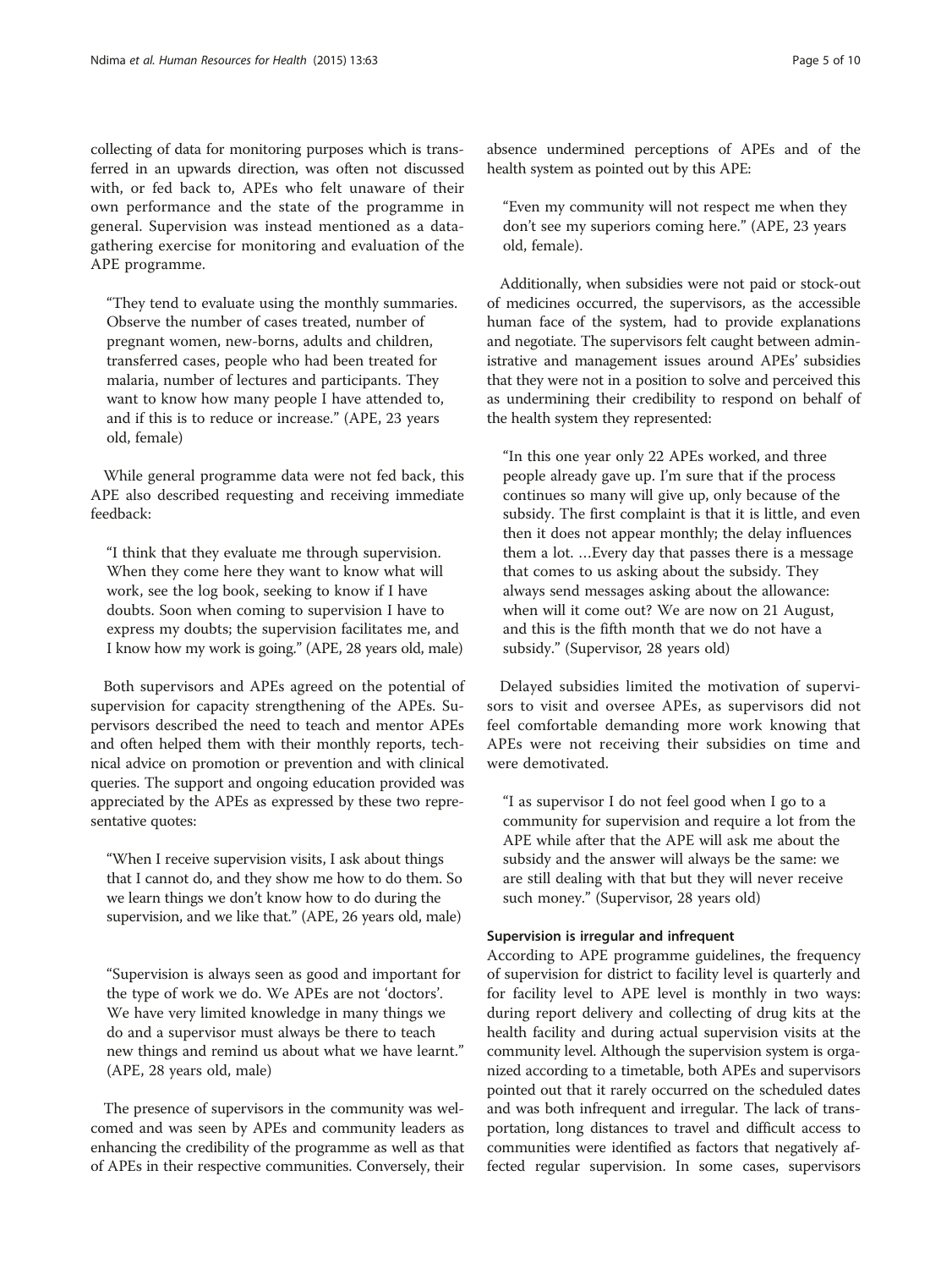collecting of data for monitoring purposes which is transferred in an upwards direction, was often not discussed with, or fed back to, APEs who felt unaware of their own performance and the state of the programme in general. Supervision was instead mentioned as a data-gathering exercise for monitoring and evaluation of the APE programme.

> "They tend to evaluate using the monthly summaries. Observe the number of cases treated, number of pregnant women, new-borns, adults and children, transferred cases, people who had been treated for malaria, number of lectures and participants. They want to know how many people I have attended to, and if this is to reduce or increase." (APE, 23 years old, female)

While general programme data were not fed back, this APE also described requesting and receiving immediate feedback:

> "I think that they evaluate me through supervision. When they come here they want to know what will work, see the log book, seeking to know if I have doubts. Soon when coming to supervision I have to express my doubts; the supervision facilitates me, and I know how my work is going." (APE, 28 years old, male)

Both supervisors and APEs agreed on the potential of supervision for capacity strengthening of the APEs. Supervisors described the need to teach and mentor APEs and often helped them with their monthly reports, technical advice on promotion or prevention and with clinical queries. The support and ongoing education provided was appreciated by the APEs as expressed by these two representative quotes:

> "When I receive supervision visits, I ask about things that I cannot do, and they show me how to do them. So we learn things we don't know how to do during the supervision, and we like that." (APE, 26 years old, male)

> "Supervision is always seen as good and important for the type of work we do. We APEs are not 'doctors'. We have very limited knowledge in many things we do and a supervisor must always be there to teach new things and remind us about what we have learnt." (APE, 28 years old, male)

The presence of supervisors in the community was welcomed and was seen by APEs and community leaders as enhancing the credibility of the programme as well as that of APEs in their respective communities. Conversely, their absence undermined perceptions of APEs and of the health system as pointed out by this APE:

> "Even my community will not respect me when they don't see my superiors coming here." (APE, 23 years old, female).

Additionally, when subsidies were not paid or stock-out of medicines occurred, the supervisors, as the accessible human face of the system, had to provide explanations and negotiate. The supervisors felt caught between administrative and management issues around APEs' subsidies that they were not in a position to solve and perceived this as undermining their credibility to respond on behalf of the health system they represented:

> "In this one year only 22 APEs worked, and three people already gave up. I'm sure that if the process continues so many will give up, only because of the subsidy. The first complaint is that it is little, and even then it does not appear monthly; the delay influences them a lot. …Every day that passes there is a message that comes to us asking about the subsidy. They always send messages asking about the allowance: when will it come out? We are now on 21 August, and this is the fifth month that we do not have a subsidy." (Supervisor, 28 years old)

Delayed subsidies limited the motivation of supervisors to visit and oversee APEs, as supervisors did not feel comfortable demanding more work knowing that APEs were not receiving their subsidies on time and were demotivated.

> "I as supervisor I do not feel good when I go to a community for supervision and require a lot from the APE while after that the APE will ask me about the subsidy and the answer will always be the same: we are still dealing with that but they will never receive such money." (Supervisor, 28 years old)

#### Supervision is irregular and infrequent

According to APE programme guidelines, the frequency of supervision for district to facility level is quarterly and for facility level to APE level is monthly in two ways: during report delivery and collecting of drug kits at the health facility and during actual supervision visits at the community level. Although the supervision system is organized according to a timetable, both APEs and supervisors pointed out that it rarely occurred on the scheduled dates and was both infrequent and irregular. The lack of transportation, long distances to travel and difficult access to communities were identified as factors that negatively affected regular supervision. In some cases, supervisors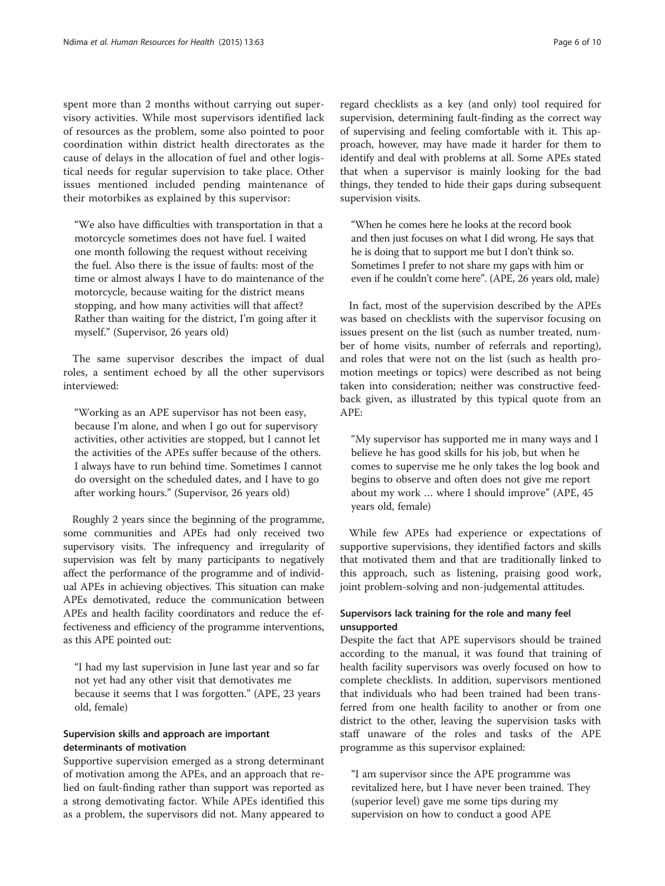spent more than 2 months without carrying out supervisory activities. While most supervisors identified lack of resources as the problem, some also pointed to poor coordination within district health directorates as the cause of delays in the allocation of fuel and other logistical needs for regular supervision to take place. Other issues mentioned included pending maintenance of their motorbikes as explained by this supervisor:

> "We also have difficulties with transportation in that a motorcycle sometimes does not have fuel. I waited one month following the request without receiving the fuel. Also there is the issue of faults: most of the time or almost always I have to do maintenance of the motorcycle, because waiting for the district means stopping, and how many activities will that affect? Rather than waiting for the district, I'm going after it myself." (Supervisor, 26 years old)

The same supervisor describes the impact of dual roles, a sentiment echoed by all the other supervisors interviewed:

> "Working as an APE supervisor has not been easy, because I'm alone, and when I go out for supervisory activities, other activities are stopped, but I cannot let the activities of the APEs suffer because of the others. I always have to run behind time. Sometimes I cannot do oversight on the scheduled dates, and I have to go after working hours." (Supervisor, 26 years old)

Roughly 2 years since the beginning of the programme, some communities and APEs had only received two supervisory visits. The infrequency and irregularity of supervision was felt by many participants to negatively affect the performance of the programme and of individual APEs in achieving objectives. This situation can make APEs demotivated, reduce the communication between APEs and health facility coordinators and reduce the effectiveness and efficiency of the programme interventions, as this APE pointed out:

> "I had my last supervision in June last year and so far not yet had any other visit that demotivates me because it seems that I was forgotten." (APE, 23 years old, female)

### Supervision skills and approach are important determinants of motivation

Supportive supervision emerged as a strong determinant of motivation among the APEs, and an approach that relied on fault-finding rather than support was reported as a strong demotivating factor. While APEs identified this as a problem, the supervisors did not. Many appeared to regard checklists as a key (and only) tool required for supervision, determining fault-finding as the correct way of supervising and feeling comfortable with it. This approach, however, may have made it harder for them to identify and deal with problems at all. Some APEs stated that when a supervisor is mainly looking for the bad things, they tended to hide their gaps during subsequent supervision visits.

> "When he comes here he looks at the record book and then just focuses on what I did wrong. He says that he is doing that to support me but I don't think so. Sometimes I prefer to not share my gaps with him or even if he couldn't come here". (APE, 26 years old, male)

In fact, most of the supervision described by the APEs was based on checklists with the supervisor focusing on issues present on the list (such as number treated, number of home visits, number of referrals and reporting), and roles that were not on the list (such as health promotion meetings or topics) were described as not being taken into consideration; neither was constructive feedback given, as illustrated by this typical quote from an APE:

> "My supervisor has supported me in many ways and I believe he has good skills for his job, but when he comes to supervise me he only takes the log book and begins to observe and often does not give me report about my work … where I should improve" (APE, 45 years old, female)

While few APEs had experience or expectations of supportive supervisions, they identified factors and skills that motivated them and that are traditionally linked to this approach, such as listening, praising good work, joint problem-solving and non-judgemental attitudes.

### Supervisors lack training for the role and many feel unsupported

Despite the fact that APE supervisors should be trained according to the manual, it was found that training of health facility supervisors was overly focused on how to complete checklists. In addition, supervisors mentioned that individuals who had been trained had been transferred from one health facility to another or from one district to the other, leaving the supervision tasks with staff unaware of the roles and tasks of the APE programme as this supervisor explained:

> "I am supervisor since the APE programme was revitalized here, but I have never been trained. They (superior level) gave me some tips during my supervision on how to conduct a good APE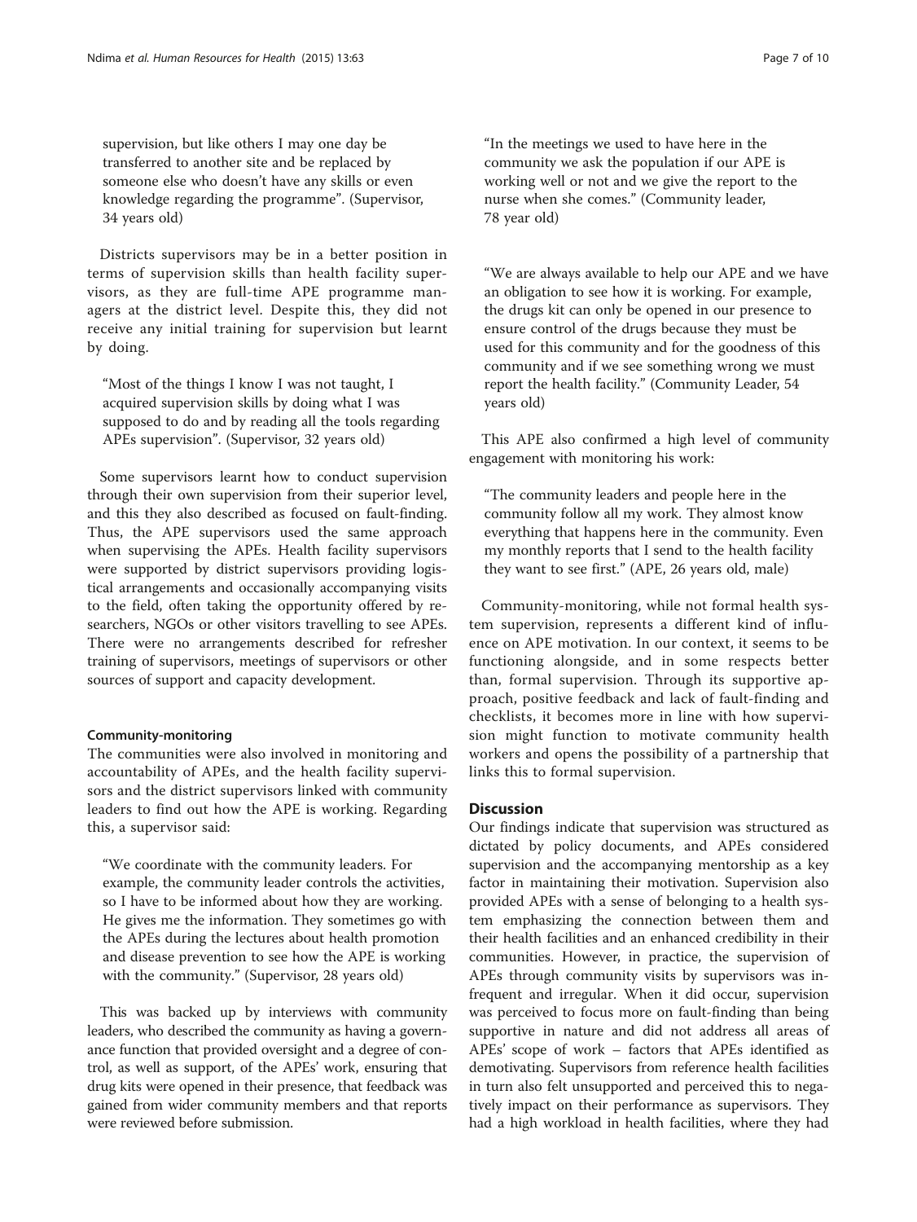supervision, but like others I may one day be transferred to another site and be replaced by someone else who doesn't have any skills or even knowledge regarding the programme". (Supervisor, 34 years old)

Districts supervisors may be in a better position in terms of supervision skills than health facility supervisors, as they are full-time APE programme managers at the district level. Despite this, they did not receive any initial training for supervision but learnt by doing.

> "Most of the things I know I was not taught, I acquired supervision skills by doing what I was supposed to do and by reading all the tools regarding APEs supervision". (Supervisor, 32 years old)

Some supervisors learnt how to conduct supervision through their own supervision from their superior level, and this they also described as focused on fault-finding. Thus, the APE supervisors used the same approach when supervising the APEs. Health facility supervisors were supported by district supervisors providing logistical arrangements and occasionally accompanying visits to the field, often taking the opportunity offered by researchers, NGOs or other visitors travelling to see APEs. There were no arrangements described for refresher training of supervisors, meetings of supervisors or other sources of support and capacity development.

#### Community-monitoring

The communities were also involved in monitoring and accountability of APEs, and the health facility supervisors and the district supervisors linked with community leaders to find out how the APE is working. Regarding this, a supervisor said:

> "We coordinate with the community leaders. For example, the community leader controls the activities, so I have to be informed about how they are working. He gives me the information. They sometimes go with the APEs during the lectures about health promotion and disease prevention to see how the APE is working with the community." (Supervisor, 28 years old)

This was backed up by interviews with community leaders, who described the community as having a governance function that provided oversight and a degree of control, as well as support, of the APEs' work, ensuring that drug kits were opened in their presence, that feedback was gained from wider community members and that reports were reviewed before submission.

> "In the meetings we used to have here in the community we ask the population if our APE is working well or not and we give the report to the nurse when she comes." (Community leader, 78 year old)

> "We are always available to help our APE and we have an obligation to see how it is working. For example, the drugs kit can only be opened in our presence to ensure control of the drugs because they must be used for this community and for the goodness of this community and if we see something wrong we must report the health facility." (Community Leader, 54 years old)

This APE also confirmed a high level of community engagement with monitoring his work:

> "The community leaders and people here in the community follow all my work. They almost know everything that happens here in the community. Even my monthly reports that I send to the health facility they want to see first." (APE, 26 years old, male)

Community-monitoring, while not formal health system supervision, represents a different kind of influence on APE motivation. In our context, it seems to be functioning alongside, and in some respects better than, formal supervision. Through its supportive approach, positive feedback and lack of fault-finding and checklists, it becomes more in line with how supervision might function to motivate community health workers and opens the possibility of a partnership that links this to formal supervision.

## Discussion

Our findings indicate that supervision was structured as dictated by policy documents, and APEs considered supervision and the accompanying mentorship as a key factor in maintaining their motivation. Supervision also provided APEs with a sense of belonging to a health system emphasizing the connection between them and their health facilities and an enhanced credibility in their communities. However, in practice, the supervision of APEs through community visits by supervisors was infrequent and irregular. When it did occur, supervision was perceived to focus more on fault-finding than being supportive in nature and did not address all areas of APEs' scope of work – factors that APEs identified as demotivating. Supervisors from reference health facilities in turn also felt unsupported and perceived this to negatively impact on their performance as supervisors. They had a high workload in health facilities, where they had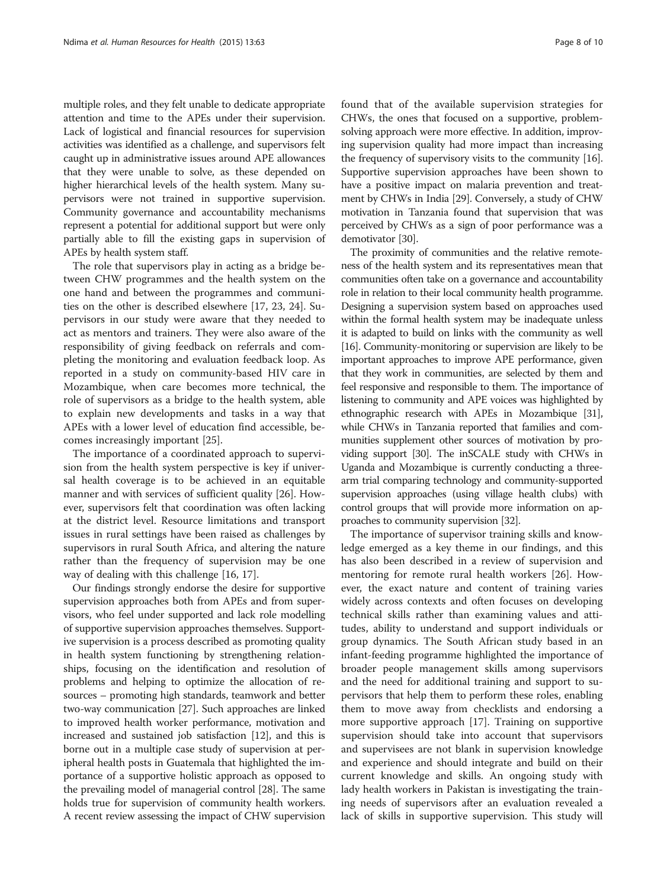multiple roles, and they felt unable to dedicate appropriate attention and time to the APEs under their supervision. Lack of logistical and financial resources for supervision activities was identified as a challenge, and supervisors felt caught up in administrative issues around APE allowances that they were unable to solve, as these depended on higher hierarchical levels of the health system. Many supervisors were not trained in supportive supervision. Community governance and accountability mechanisms represent a potential for additional support but were only partially able to fill the existing gaps in supervision of APEs by health system staff.

The role that supervisors play in acting as a bridge between CHW programmes and the health system on the one hand and between the programmes and communities on the other is described elsewhere [17, 23, 24]. Supervisors in our study were aware that they needed to act as mentors and trainers. They were also aware of the responsibility of giving feedback on referrals and completing the monitoring and evaluation feedback loop. As reported in a study on community-based HIV care in Mozambique, when care becomes more technical, the role of supervisors as a bridge to the health system, able to explain new developments and tasks in a way that APEs with a lower level of education find accessible, becomes increasingly important [25].

The importance of a coordinated approach to supervision from the health system perspective is key if universal health coverage is to be achieved in an equitable manner and with services of sufficient quality [26]. However, supervisors felt that coordination was often lacking at the district level. Resource limitations and transport issues in rural settings have been raised as challenges by supervisors in rural South Africa, and altering the nature rather than the frequency of supervision may be one way of dealing with this challenge [16, 17].

Our findings strongly endorse the desire for supportive supervision approaches both from APEs and from supervisors, who feel under supported and lack role modelling of supportive supervision approaches themselves. Supportive supervision is a process described as promoting quality in health system functioning by strengthening relationships, focusing on the identification and resolution of problems and helping to optimize the allocation of resources – promoting high standards, teamwork and better two-way communication [27]. Such approaches are linked to improved health worker performance, motivation and increased and sustained job satisfaction [12], and this is borne out in a multiple case study of supervision at peripheral health posts in Guatemala that highlighted the importance of a supportive holistic approach as opposed to the prevailing model of managerial control [28]. The same holds true for supervision of community health workers. A recent review assessing the impact of CHW supervision found that of the available supervision strategies for CHWs, the ones that focused on a supportive, problem-solving approach were more effective. In addition, improving supervision quality had more impact than increasing the frequency of supervisory visits to the community [16]. Supportive supervision approaches have been shown to have a positive impact on malaria prevention and treatment by CHWs in India [29]. Conversely, a study of CHW motivation in Tanzania found that supervision that was perceived by CHWs as a sign of poor performance was a demotivator [30].

The proximity of communities and the relative remoteness of the health system and its representatives mean that communities often take on a governance and accountability role in relation to their local community health programme. Designing a supervision system based on approaches used within the formal health system may be inadequate unless it is adapted to build on links with the community as well [16]. Community-monitoring or supervision are likely to be important approaches to improve APE performance, given that they work in communities, are selected by them and feel responsive and responsible to them. The importance of listening to community and APE voices was highlighted by ethnographic research with APEs in Mozambique [31], while CHWs in Tanzania reported that families and communities supplement other sources of motivation by providing support [30]. The inSCALE study with CHWs in Uganda and Mozambique is currently conducting a three-arm trial comparing technology and community-supported supervision approaches (using village health clubs) with control groups that will provide more information on approaches to community supervision [32].

The importance of supervisor training skills and knowledge emerged as a key theme in our findings, and this has also been described in a review of supervision and mentoring for remote rural health workers [26]. However, the exact nature and content of training varies widely across contexts and often focuses on developing technical skills rather than examining values and attitudes, ability to understand and support individuals or group dynamics. The South African study based in an infant-feeding programme highlighted the importance of broader people management skills among supervisors and the need for additional training and support to supervisors that help them to perform these roles, enabling them to move away from checklists and endorsing a more supportive approach [17]. Training on supportive supervision should take into account that supervisors and supervisees are not blank in supervision knowledge and experience and should integrate and build on their current knowledge and skills. An ongoing study with lady health workers in Pakistan is investigating the training needs of supervisors after an evaluation revealed a lack of skills in supportive supervision. This study will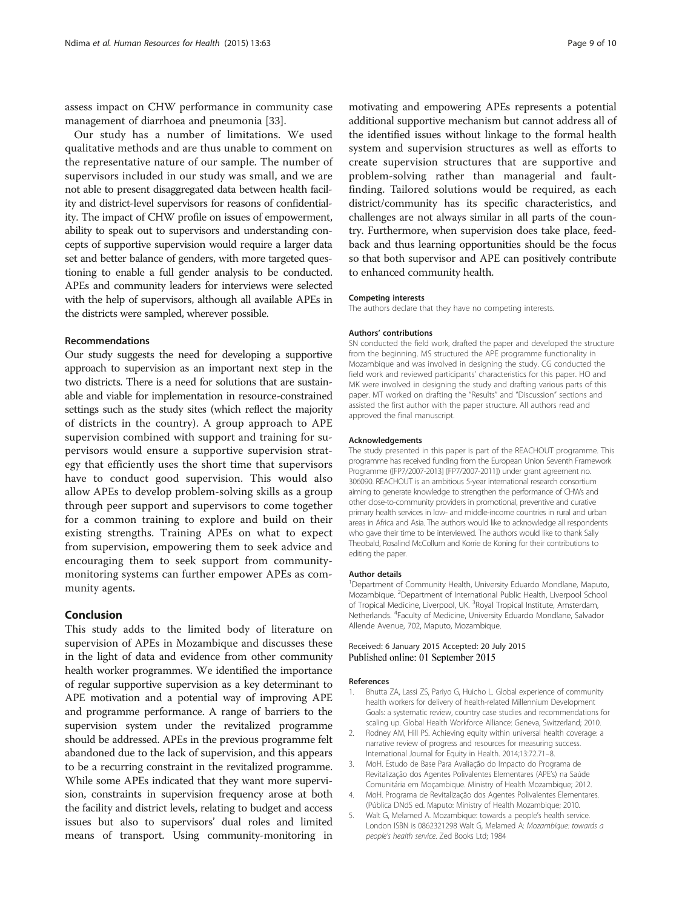assess impact on CHW performance in community case management of diarrhoea and pneumonia [33].

Our study has a number of limitations. We used qualitative methods and are thus unable to comment on the representative nature of our sample. The number of supervisors included in our study was small, and we are not able to present disaggregated data between health facility and district-level supervisors for reasons of confidentiality. The impact of CHW profile on issues of empowerment, ability to speak out to supervisors and understanding concepts of supportive supervision would require a larger data set and better balance of genders, with more targeted questioning to enable a full gender analysis to be conducted. APEs and community leaders for interviews were selected with the help of supervisors, although all available APEs in the districts were sampled, wherever possible.

### Recommendations

Our study suggests the need for developing a supportive approach to supervision as an important next step in the two districts. There is a need for solutions that are sustainable and viable for implementation in resource-constrained settings such as the study sites (which reflect the majority of districts in the country). A group approach to APE supervision combined with support and training for supervisors would ensure a supportive supervision strategy that efficiently uses the short time that supervisors have to conduct good supervision. This would also allow APEs to develop problem-solving skills as a group through peer support and supervisors to come together for a common training to explore and build on their existing strengths. Training APEs on what to expect from supervision, empowering them to seek advice and encouraging them to seek support from community-monitoring systems can further empower APEs as community agents.

## Conclusion

This study adds to the limited body of literature on supervision of APEs in Mozambique and discusses these in the light of data and evidence from other community health worker programmes. We identified the importance of regular supportive supervision as a key determinant to APE motivation and a potential way of improving APE and programme performance. A range of barriers to the supervision system under the revitalized programme should be addressed. APEs in the previous programme felt abandoned due to the lack of supervision, and this appears to be a recurring constraint in the revitalized programme. While some APEs indicated that they want more supervision, constraints in supervision frequency arose at both the facility and district levels, relating to budget and access issues but also to supervisors' dual roles and limited means of transport. Using community-monitoring in motivating and empowering APEs represents a potential additional supportive mechanism but cannot address all of the identified issues without linkage to the formal health system and supervision structures as well as efforts to create supervision structures that are supportive and problem-solving rather than managerial and fault-finding. Tailored solutions would be required, as each district/community has its specific characteristics, and challenges are not always similar in all parts of the country. Furthermore, when supervision does take place, feedback and thus learning opportunities should be the focus so that both supervisor and APE can positively contribute to enhanced community health.

#### Competing interests

The authors declare that they have no competing interests.

#### Authors' contributions

SN conducted the field work, drafted the paper and developed the structure from the beginning. MS structured the APE programme functionality in Mozambique and was involved in designing the study. CG conducted the field work and reviewed participants' characteristics for this paper. HO and MK were involved in designing the study and drafting various parts of this paper. MT worked on drafting the "Results" and "Discussion" sections and assisted the first author with the paper structure. All authors read and approved the final manuscript.

#### Acknowledgements

The study presented in this paper is part of the REACHOUT programme. This programme has received funding from the European Union Seventh Framework Programme ([FP7/2007-2013] [FP7/2007-2011]) under grant agreement no. 306090. REACHOUT is an ambitious 5-year international research consortium aiming to generate knowledge to strengthen the performance of CHWs and other close-to-community providers in promotional, preventive and curative primary health services in low- and middle-income countries in rural and urban areas in Africa and Asia. The authors would like to acknowledge all respondents who gave their time to be interviewed. The authors would like to thank Sally Theobald, Rosalind McCollum and Korrie de Koning for their contributions to editing the paper.

#### Author details

[1]Department of Community Health, University Eduardo Mondlane, Maputo, Mozambique. [2]Department of International Public Health, Liverpool School of Tropical Medicine, Liverpool, UK. [3]Royal Tropical Institute, Amsterdam, Netherlands. [4]Faculty of Medicine, University Eduardo Mondlane, Salvador Allende Avenue, 702, Maputo, Mozambique.

Received: 6 January 2015 Accepted: 20 July 2015
Published online: 01 September 2015

#### References

1. Bhutta ZA, Lassi ZS, Pariyo G, Huicho L. Global experience of community health workers for delivery of health-related Millennium Development Goals: a systematic review, country case studies and recommendations for scaling up. Global Health Workforce Alliance: Geneva, Switzerland; 2010.
2. Rodney AM, Hill PS. Achieving equity within universal health coverage: a narrative review of progress and resources for measuring success. International Journal for Equity in Health. 2014;13:72.71–8.
3. MoH. Estudo de Base Para Avaliação do Impacto do Programa de Revitalização dos Agentes Polivalentes Elementares (APE's) na Saúde Comunitária em Moçambique. Ministry of Health Moçambique; 2012.
4. MoH. Programa de Revitalização dos Agentes Polivalentes Elementares. (Pública DNdS ed. Maputo: Ministry of Health Mozambique; 2010.
5. Walt G, Melamed A. Mozambique: towards a people's health service. London ISBN is 0862321298 Walt G, Melamed A: *Mozambique: towards a people's health service*. Zed Books Ltd; 1984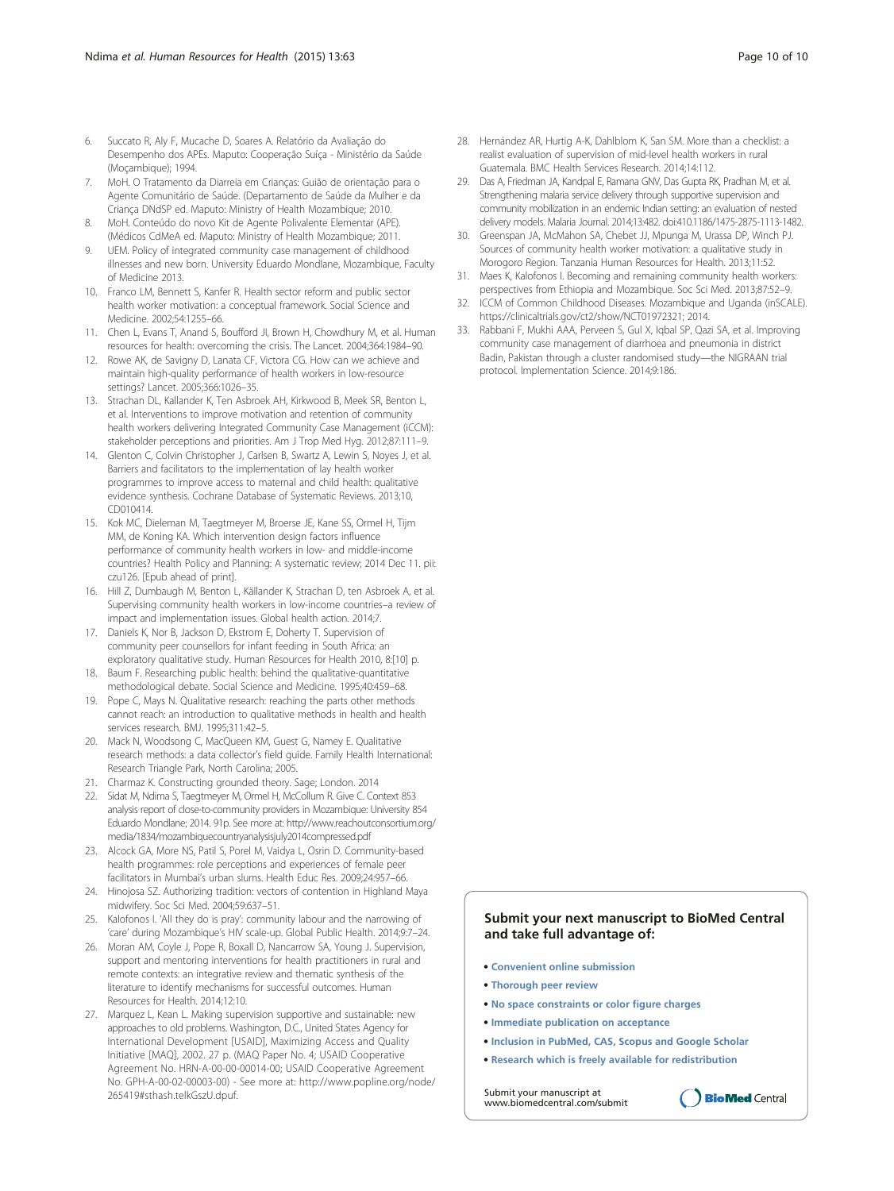6. Succato R, Aly F, Mucache D, Soares A. Relatório da Avaliação do Desempenho dos APEs. Maputo: Cooperação Suíça - Ministério da Saúde (Moçambique); 1994.
7. MoH. O Tratamento da Diarreia em Crianças: Guião de orientação para o Agente Comunitário de Saúde. (Departamento de Saúde da Mulher e da Criança DNdSP ed. Maputo: Ministry of Health Mozambique; 2010.
8. MoH. Conteúdo do novo Kit de Agente Polivalente Elementar (APE). (Médicos CdMeA ed. Maputo: Ministry of Health Mozambique; 2011.
9. UEM. Policy of integrated community case management of childhood illnesses and new born. University Eduardo Mondlane, Mozambique, Faculty of Medicine 2013.
10. Franco LM, Bennett S, Kanfer R. Health sector reform and public sector health worker motivation: a conceptual framework. Social Science and Medicine. 2002;54:1255–66.
11. Chen L, Evans T, Anand S, Boufford JI, Brown H, Chowdhury M, et al. Human resources for health: overcoming the crisis. The Lancet. 2004;364:1984–90.
12. Rowe AK, de Savigny D, Lanata CF, Victora CG. How can we achieve and maintain high-quality performance of health workers in low-resource settings? Lancet. 2005;366:1026–35.
13. Strachan DL, Kallander K, Ten Asbroek AH, Kirkwood B, Meek SR, Benton L, et al. Interventions to improve motivation and retention of community health workers delivering Integrated Community Case Management (iCCM): stakeholder perceptions and priorities. Am J Trop Med Hyg. 2012;87:111–9.
14. Glenton C, Colvin Christopher J, Carlsen B, Swartz A, Lewin S, Noyes J, et al. Barriers and facilitators to the implementation of lay health worker programmes to improve access to maternal and child health: qualitative evidence synthesis. Cochrane Database of Systematic Reviews. 2013;10, CD010414.
15. Kok MC, Dieleman M, Taegtmeyer M, Broerse JE, Kane SS, Ormel H, Tijm MM, de Koning KA. Which intervention design factors influence performance of community health workers in low- and middle-income countries? Health Policy and Planning: A systematic review; 2014 Dec 11. pii: czu126. [Epub ahead of print].
16. Hill Z, Dumbaugh M, Benton L, Källander K, Strachan D, ten Asbroek A, et al. Supervising community health workers in low-income countries–a review of impact and implementation issues. Global health action. 2014;7.
17. Daniels K, Nor B, Jackson D, Ekstrom E, Doherty T. Supervision of community peer counsellors for infant feeding in South Africa: an exploratory qualitative study. Human Resources for Health 2010, 8:[10] p.
18. Baum F. Researching public health: behind the qualitative-quantitative methodological debate. Social Science and Medicine. 1995;40:459–68.
19. Pope C, Mays N. Qualitative research: reaching the parts other methods cannot reach: an introduction to qualitative methods in health and health services research. BMJ. 1995;311:42–5.
20. Mack N, Woodsong C, MacQueen KM, Guest G, Namey E. Qualitative research methods: a data collector's field guide. Family Health International: Research Triangle Park, North Carolina; 2005.
21. Charmaz K. Constructing grounded theory. Sage; London. 2014
22. Sidat M, Ndima S, Taegtmeyer M, Ormel H, McCollum R. Give C. Context 853 analysis report of close-to-community providers in Mozambique: University 854 Eduardo Mondlane; 2014. 91p. See more at: http://www.reachoutconsortium.org/media/1834/mozambiquecountryanalysisjuly2014compressed.pdf
23. Alcock GA, More NS, Patil S, Porel M, Vaidya L, Osrin D. Community-based health programmes: role perceptions and experiences of female peer facilitators in Mumbai's urban slums. Health Educ Res. 2009;24:957–66.
24. Hinojosa SZ. Authorizing tradition: vectors of contention in Highland Maya midwifery. Soc Sci Med. 2004;59:637–51.
25. Kalofonos I. 'All they do is pray': community labour and the narrowing of 'care' during Mozambique's HIV scale-up. Global Public Health. 2014;9:7–24.
26. Moran AM, Coyle J, Pope R, Boxall D, Nancarrow SA, Young J. Supervision, support and mentoring interventions for health practitioners in rural and remote contexts: an integrative review and thematic synthesis of the literature to identify mechanisms for successful outcomes. Human Resources for Health. 2014;12:10.
27. Marquez L, Kean L. Making supervision supportive and sustainable: new approaches to old problems. Washington, D.C., United States Agency for International Development [USAID], Maximizing Access and Quality Initiative [MAQ], 2002. 27 p. (MAQ Paper No. 4; USAID Cooperative Agreement No. HRN-A-00-00-00014-00; USAID Cooperative Agreement No. GPH-A-00-02-00003-00) - See more at: http://www.popline.org/node/265419#sthash.telkGszU.dpuf.
28. Hernández AR, Hurtig A-K, Dahlblom K, San SM. More than a checklist: a realist evaluation of supervision of mid-level health workers in rural Guatemala. BMC Health Services Research. 2014;14:112.
29. Das A, Friedman JA, Kandpal E, Ramana GNV, Das Gupta RK, Pradhan M, et al. Strengthening malaria service delivery through supportive supervision and community mobilization in an endemic Indian setting: an evaluation of nested delivery models. Malaria Journal. 2014;13:482. doi:410.1186/1475-2875-1113-1482.
30. Greenspan JA, McMahon SA, Chebet JJ, Mpunga M, Urassa DP, Winch PJ. Sources of community health worker motivation: a qualitative study in Morogoro Region. Tanzania Human Resources for Health. 2013;11:52.
31. Maes K, Kalofonos I. Becoming and remaining community health workers: perspectives from Ethiopia and Mozambique. Soc Sci Med. 2013;87:52–9.
32. ICCM of Common Childhood Diseases. Mozambique and Uganda (inSCALE). https://clinicaltrials.gov/ct2/show/NCT01972321; 2014.
33. Rabbani F, Mukhi AAA, Perveen S, Gul X, Iqbal SP, Qazi SA, et al. Improving community case management of diarrhoea and pneumonia in district Badin, Pakistan through a cluster randomised study—the NIGRAAN trial protocol. Implementation Science. 2014;9:186.

**Submit your next manuscript to BioMed Central and take full advantage of:**

- **Convenient online submission**
- **Thorough peer review**
- **No space constraints or color figure charges**
- **Immediate publication on acceptance**
- **Inclusion in PubMed, CAS, Scopus and Google Scholar**
- **Research which is freely available for redistribution**

Submit your manuscript at www.biomedcentral.com/submit

BioMed Central